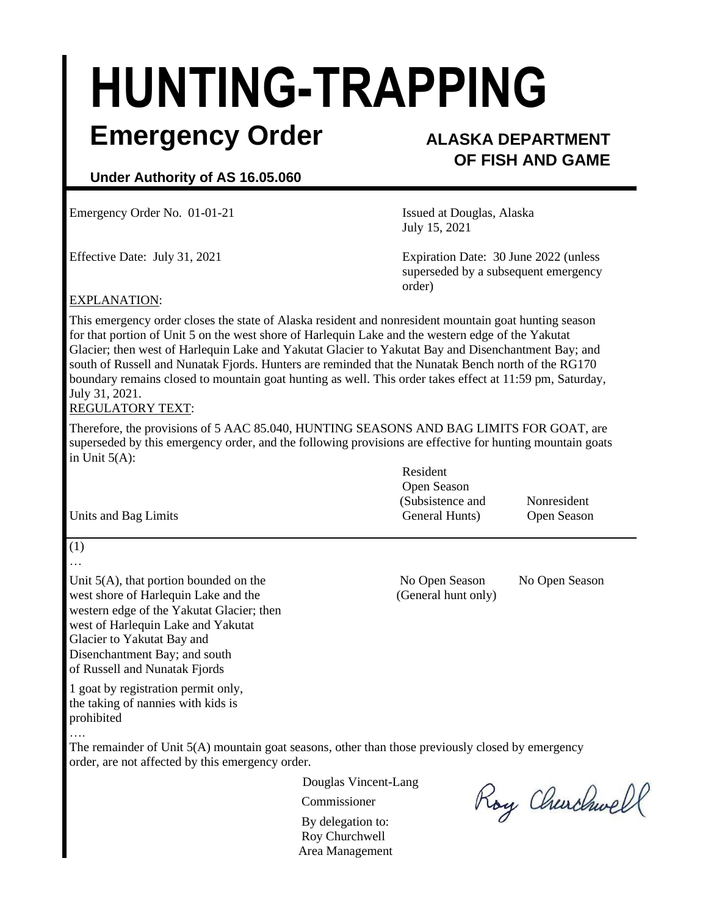# HUNTING-TRAPPING

## Emergency Order

**ALASKA DEPARTMENT OF FISH AND GAME**

**Under Authority of AS 16.05.060**

Emergency Order No. 01-01-21

Issued at Douglas, Alaska
July 15, 2021

Effective Date: July 31, 2021

Expiration Date: 30 June 2022 (unless superseded by a subsequent emergency order)

EXPLANATION:

This emergency order closes the state of Alaska resident and nonresident mountain goat hunting season for that portion of Unit 5 on the west shore of Harlequin Lake and the western edge of the Yakutat Glacier; then west of Harlequin Lake and Yakutat Glacier to Yakutat Bay and Disenchantment Bay; and south of Russell and Nunatak Fjords. Hunters are reminded that the Nunatak Bench north of the RG170 boundary remains closed to mountain goat hunting as well. This order takes effect at 11:59 pm, Saturday, July 31, 2021.

REGULATORY TEXT:

Therefore, the provisions of 5 AAC 85.040, HUNTING SEASONS AND BAG LIMITS FOR GOAT, are superseded by this emergency order, and the following provisions are effective for hunting mountain goats in Unit 5(A):

| Units and Bag Limits | Resident Open Season (Subsistence and General Hunts) | Nonresident Open Season |
|---|---|---|
| (1) | | |
| … | | |
| Unit 5(A), that portion bounded on the west shore of Harlequin Lake and the western edge of the Yakutat Glacier; then west of Harlequin Lake and Yakutat Glacier to Yakutat Bay and Disenchantment Bay; and south of Russell and Nunatak Fjords | No Open Season (General hunt only) | No Open Season |
| 1 goat by registration permit only, the taking of nannies with kids is prohibited | | |
| …. | | |

The remainder of Unit 5(A) mountain goat seasons, other than those previously closed by emergency order, are not affected by this emergency order.

Douglas Vincent-Lang
Commissioner
By delegation to:
Roy Churchwell
Area Management

Roy Churchwell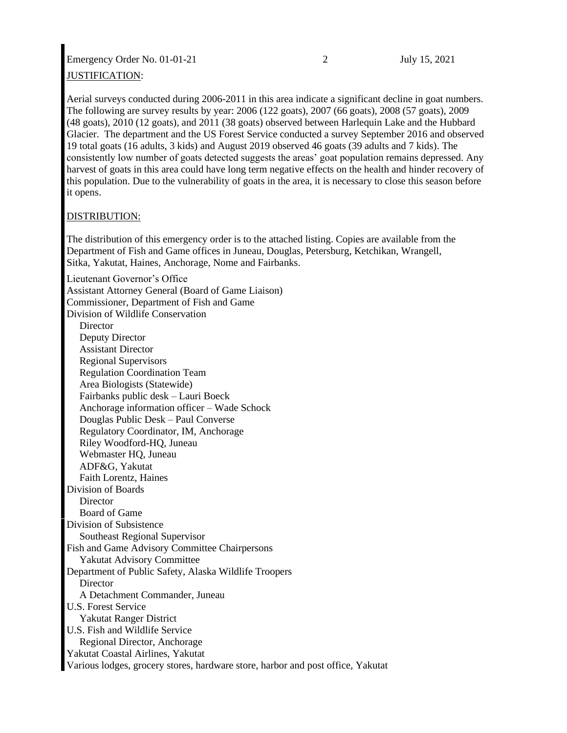JUSTIFICATION:

Aerial surveys conducted during 2006-2011 in this area indicate a significant decline in goat numbers. The following are survey results by year: 2006 (122 goats), 2007 (66 goats), 2008 (57 goats), 2009 (48 goats), 2010 (12 goats), and 2011 (38 goats) observed between Harlequin Lake and the Hubbard Glacier. The department and the US Forest Service conducted a survey September 2016 and observed 19 total goats (16 adults, 3 kids) and August 2019 observed 46 goats (39 adults and 7 kids). The consistently low number of goats detected suggests the areas' goat population remains depressed. Any harvest of goats in this area could have long term negative effects on the health and hinder recovery of this population. Due to the vulnerability of goats in the area, it is necessary to close this season before it opens.

DISTRIBUTION:

The distribution of this emergency order is to the attached listing. Copies are available from the Department of Fish and Game offices in Juneau, Douglas, Petersburg, Ketchikan, Wrangell, Sitka, Yakutat, Haines, Anchorage, Nome and Fairbanks.

Lieutenant Governor's Office
Assistant Attorney General (Board of Game Liaison)
Commissioner, Department of Fish and Game
Division of Wildlife Conservation
- Director
- Deputy Director
- Assistant Director
- Regional Supervisors
- Regulation Coordination Team
- Area Biologists (Statewide)
- Fairbanks public desk – Lauri Boeck
- Anchorage information officer – Wade Schock
- Douglas Public Desk – Paul Converse
- Regulatory Coordinator, IM, Anchorage
- Riley Woodford-HQ, Juneau
- Webmaster HQ, Juneau
- ADF&G, Yakutat
- Faith Lorentz, Haines

Division of Boards
- Director
- Board of Game

Division of Subsistence
- Southeast Regional Supervisor

Fish and Game Advisory Committee Chairpersons
- Yakutat Advisory Committee

Department of Public Safety, Alaska Wildlife Troopers
- Director
- A Detachment Commander, Juneau

U.S. Forest Service
- Yakutat Ranger District

U.S. Fish and Wildlife Service
- Regional Director, Anchorage

Yakutat Coastal Airlines, Yakutat
Various lodges, grocery stores, hardware store, harbor and post office, Yakutat